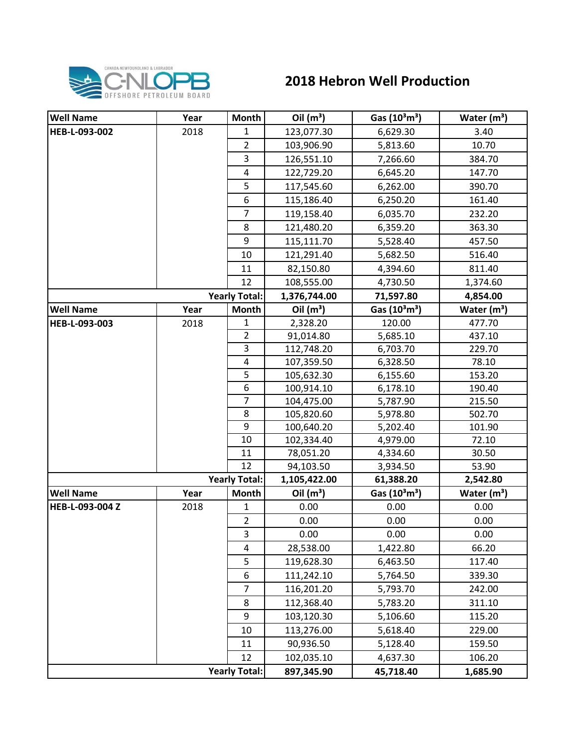# 2018 Hebron Well Production

| Well Name | Year | Month | Oil ($m^3$) | Gas ($10^3m^3$) | Water ($m^3$) |
|---|---|---|---|---|---|
| HEB-L-093-002 | 2018 | 1 | 123,077.30 | 6,629.30 | 3.40 |
| | | 2 | 103,906.90 | 5,813.60 | 10.70 |
| | | 3 | 126,551.10 | 7,266.60 | 384.70 |
| | | 4 | 122,729.20 | 6,645.20 | 147.70 |
| | | 5 | 117,545.60 | 6,262.00 | 390.70 |
| | | 6 | 115,186.40 | 6,250.20 | 161.40 |
| | | 7 | 119,158.40 | 6,035.70 | 232.20 |
| | | 8 | 121,480.20 | 6,359.20 | 363.30 |
| | | 9 | 115,111.70 | 5,528.40 | 457.50 |
| | | 10 | 121,291.40 | 5,682.50 | 516.40 |
| | | 11 | 82,150.80 | 4,394.60 | 811.40 |
| | | 12 | 108,555.00 | 4,730.50 | 1,374.60 |
| | | **Yearly Total:** | **1,376,744.00** | **71,597.80** | **4,854.00** |
| **Well Name** | **Year** | **Month** | **Oil ($m^3$)** | **Gas ($10^3m^3$)** | **Water ($m^3$)** |
| HEB-L-093-003 | 2018 | 1 | 2,328.20 | 120.00 | 477.70 |
| | | 2 | 91,014.80 | 5,685.10 | 437.10 |
| | | 3 | 112,748.20 | 6,703.70 | 229.70 |
| | | 4 | 107,359.50 | 6,328.50 | 78.10 |
| | | 5 | 105,632.30 | 6,155.60 | 153.20 |
| | | 6 | 100,914.10 | 6,178.10 | 190.40 |
| | | 7 | 104,475.00 | 5,787.90 | 215.50 |
| | | 8 | 105,820.60 | 5,978.80 | 502.70 |
| | | 9 | 100,640.20 | 5,202.40 | 101.90 |
| | | 10 | 102,334.40 | 4,979.00 | 72.10 |
| | | 11 | 78,051.20 | 4,334.60 | 30.50 |
| | | 12 | 94,103.50 | 3,934.50 | 53.90 |
| | | **Yearly Total:** | **1,105,422.00** | **61,388.20** | **2,542.80** |
| **Well Name** | **Year** | **Month** | **Oil ($m^3$)** | **Gas ($10^3m^3$)** | **Water ($m^3$)** |
| HEB-L-093-004 Z | 2018 | 1 | 0.00 | 0.00 | 0.00 |
| | | 2 | 0.00 | 0.00 | 0.00 |
| | | 3 | 0.00 | 0.00 | 0.00 |
| | | 4 | 28,538.00 | 1,422.80 | 66.20 |
| | | 5 | 119,628.30 | 6,463.50 | 117.40 |
| | | 6 | 111,242.10 | 5,764.50 | 339.30 |
| | | 7 | 116,201.20 | 5,793.70 | 242.00 |
| | | 8 | 112,368.40 | 5,783.20 | 311.10 |
| | | 9 | 103,120.30 | 5,106.60 | 115.20 |
| | | 10 | 113,276.00 | 5,618.40 | 229.00 |
| | | 11 | 90,936.50 | 5,128.40 | 159.50 |
| | | 12 | 102,035.10 | 4,637.30 | 106.20 |
| | | **Yearly Total:** | **897,345.90** | **45,718.40** | **1,685.90** |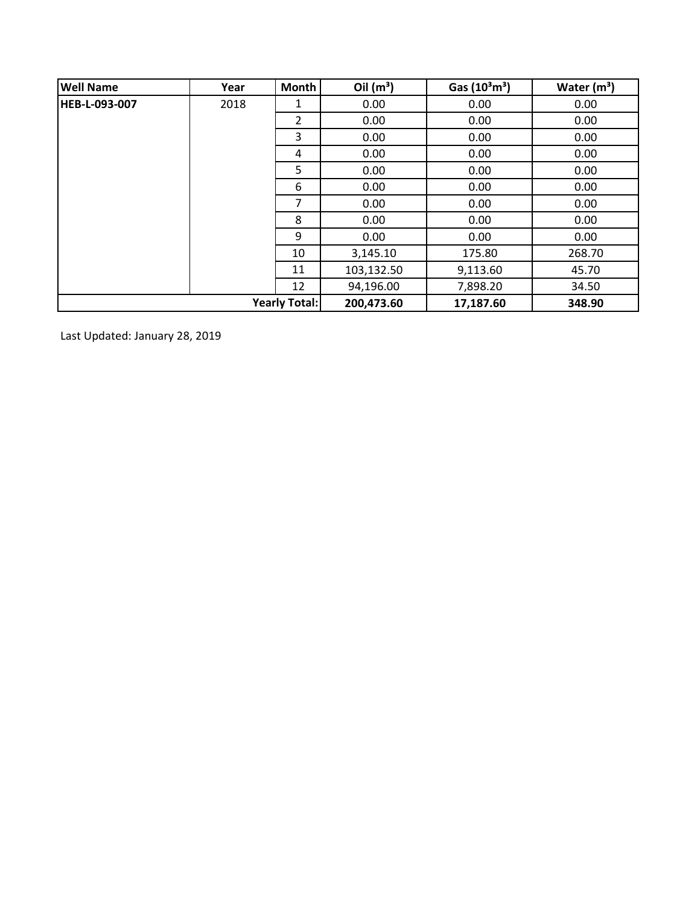| Well Name | Year | Month | Oil ($m^3$) | Gas ($10^3m^3$) | Water ($m^3$) |
|---|---|---|---|---|---|
| **HEB-L-093-007** | 2018 | 1 | 0.00 | 0.00 | 0.00 |
| | | 2 | 0.00 | 0.00 | 0.00 |
| | | 3 | 0.00 | 0.00 | 0.00 |
| | | 4 | 0.00 | 0.00 | 0.00 |
| | | 5 | 0.00 | 0.00 | 0.00 |
| | | 6 | 0.00 | 0.00 | 0.00 |
| | | 7 | 0.00 | 0.00 | 0.00 |
| | | 8 | 0.00 | 0.00 | 0.00 |
| | | 9 | 0.00 | 0.00 | 0.00 |
| | | 10 | 3,145.10 | 175.80 | 268.70 |
| | | 11 | 103,132.50 | 9,113.60 | 45.70 |
| | | 12 | 94,196.00 | 7,898.20 | 34.50 |
| | | **Yearly Total:** | **200,473.60** | **17,187.60** | **348.90** |

Last Updated: January 28, 2019